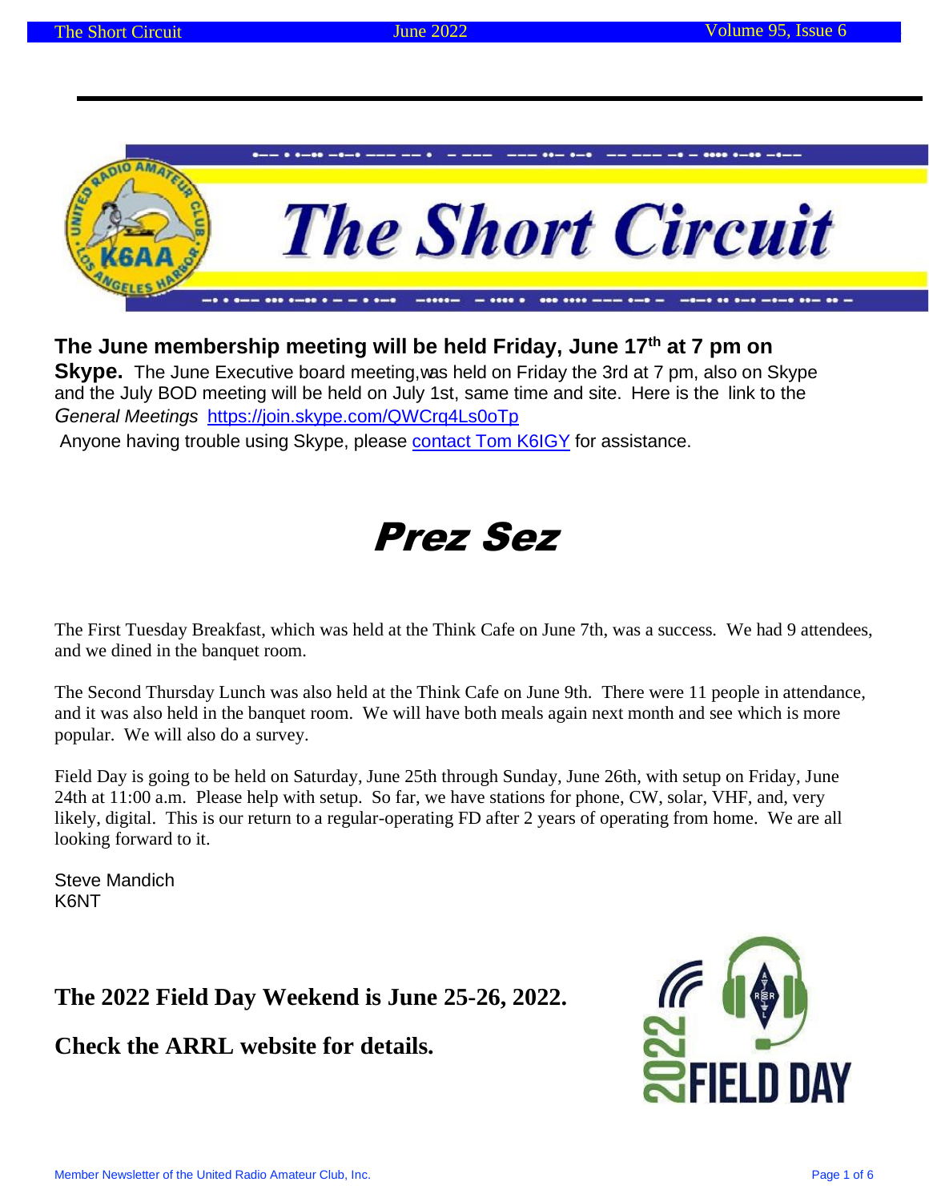# The Short Circuit

**The June membership meeting will be held Friday, June 17th at 7 pm on Skype.** The June Executive board meeting, was held on Friday the 3rd at 7 pm, also on Skype and the July BOD meeting will be held on July 1st, same time and site. Here is the link to the *General Meetings* https://join.skype.com/QWCrq4Ls0oTp

Anyone having trouble using Skype, please contact Tom K6IGY for assistance.

# Prez Sez

The First Tuesday Breakfast, which was held at the Think Cafe on June 7th, was a success. We had 9 attendees, and we dined in the banquet room.

The Second Thursday Lunch was also held at the Think Cafe on June 9th. There were 11 people in attendance, and it was also held in the banquet room. We will have both meals again next month and see which is more popular. We will also do a survey.

Field Day is going to be held on Saturday, June 25th through Sunday, June 26th, with setup on Friday, June 24th at 11:00 a.m. Please help with setup. So far, we have stations for phone, CW, solar, VHF, and, very likely, digital. This is our return to a regular-operating FD after 2 years of operating from home. We are all looking forward to it.

Steve Mandich
K6NT

**The 2022 Field Day Weekend is June 25-26, 2022.**

**Check the ARRL website for details.**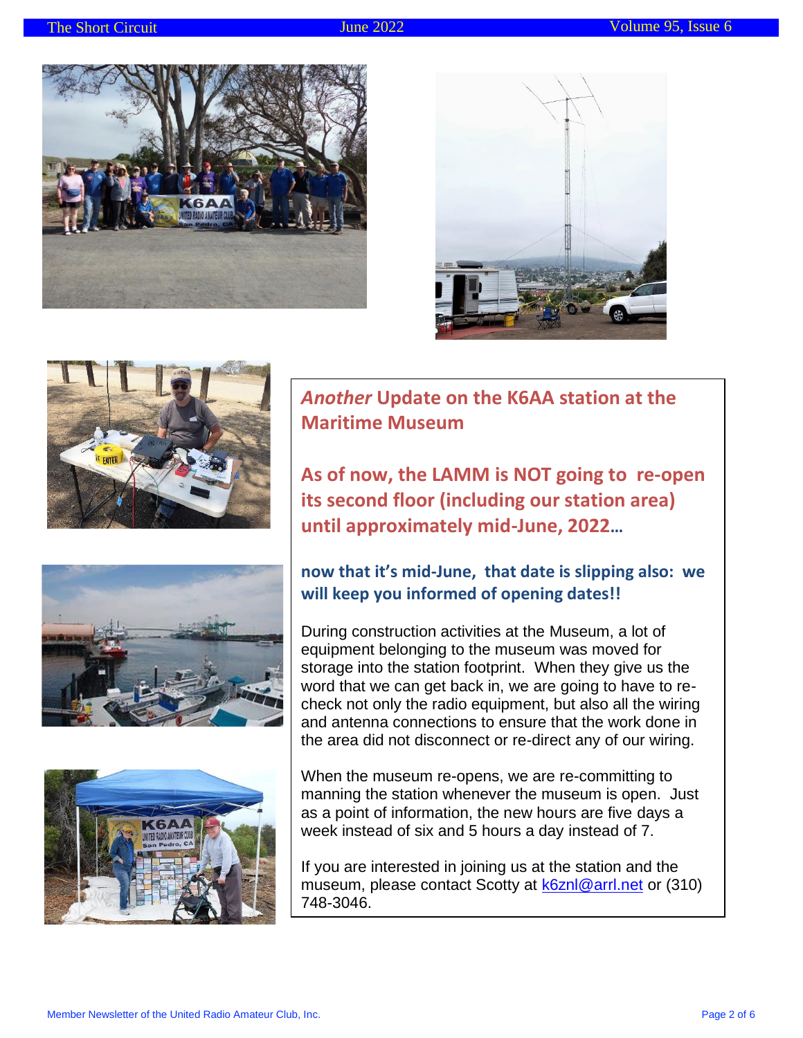## *Another* Update on the K6AA station at the Maritime Museum

**As of now, the LAMM is NOT going to re-open its second floor (including our station area) until approximately mid-June, 2022…**

**now that it's mid-June, that date is slipping also: we will keep you informed of opening dates!!**

During construction activities at the Museum, a lot of equipment belonging to the museum was moved for storage into the station footprint. When they give us the word that we can get back in, we are going to have to re-check not only the radio equipment, but also all the wiring and antenna connections to ensure that the work done in the area did not disconnect or re-direct any of our wiring.

When the museum re-opens, we are re-committing to manning the station whenever the museum is open. Just as a point of information, the new hours are five days a week instead of six and 5 hours a day instead of 7.

If you are interested in joining us at the station and the museum, please contact Scotty at k6znl@arrl.net or (310) 748-3046.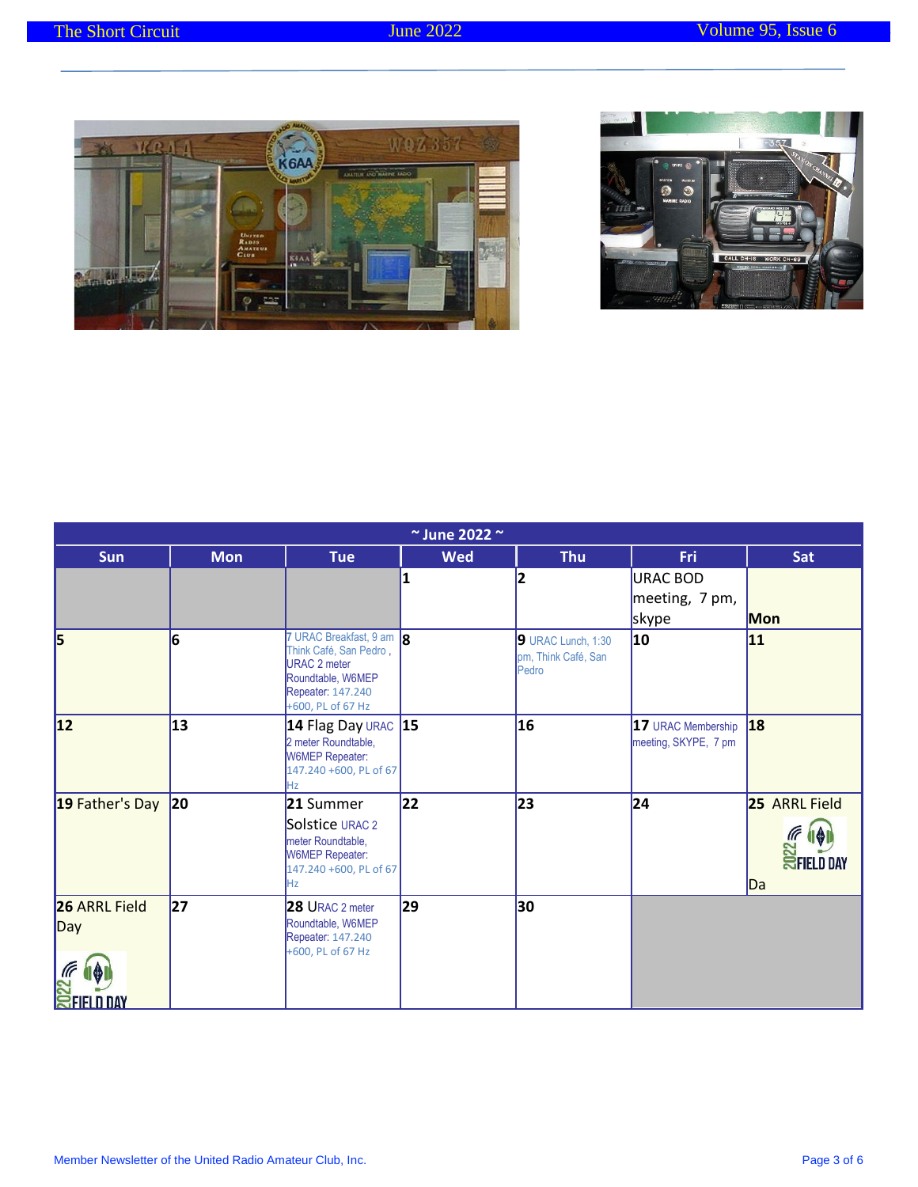| ~ June 2022 ~ | | | | | | |
|---|---|---|---|---|---|---|
| **Sun** | **Mon** | **Tue** | **Wed** | **Thu** | **Fri** | **Sat** |
| | | | **1** | **2** | URAC BOD meeting, 7 pm, skype | **Mon** |
| **5** | **6** | 7 URAC Breakfast, 9 am Think Café, San Pedro , URAC 2 meter Roundtable, W6MEP Repeater: 147.240 +600, PL of 67 Hz | **8** | **9** URAC Lunch, 1:30 pm, Think Café, San Pedro | **10** | **11** |
| **12** | **13** | **14** Flag Day URAC 2 meter Roundtable, W6MEP Repeater: 147.240 +600, PL of 67 Hz | **15** | **16** | **17** URAC Membership meeting, SKYPE, 7 pm | **18** |
| **19** Father's Day | **20** | **21** Summer Solstice URAC 2 meter Roundtable, W6MEP Repeater: 147.240 +600, PL of 67 Hz | **22** | **23** | **24** | **25** ARRL Field Da |
| **26** ARRL Field Day | **27** | **28** URAC 2 meter Roundtable, W6MEP Repeater: 147.240 +600, PL of 67 Hz | **29** | **30** | | |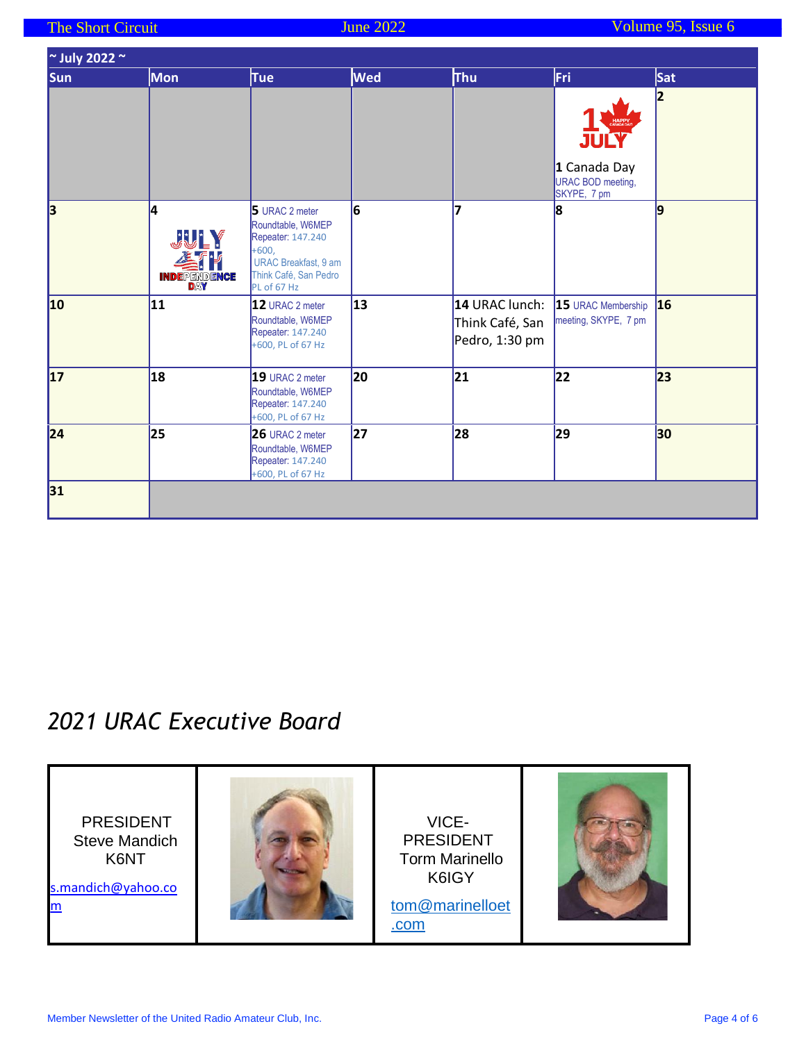## ~ July 2022 ~

| Sun | Mon | Tue | Wed | Thu | Fri | Sat |
|---|---|---|---|---|---|---|
| | | | | | **1** Canada Day URAC BOD meeting, SKYPE, 7 pm | **2** |
| **3** | **4** | **5** URAC 2 meter Roundtable, W6MEP Repeater: 147.240 +600, URAC Breakfast, 9 am Think Café, San Pedro PL of 67 Hz | **6** | **7** | **8** | **9** |
| **10** | **11** | **12** URAC 2 meter Roundtable, W6MEP Repeater: 147.240 +600, PL of 67 Hz | **13** | **14** URAC lunch: Think Café, San Pedro, 1:30 pm | **15** URAC Membership meeting, SKYPE, 7 pm | **16** |
| **17** | **18** | **19** URAC 2 meter Roundtable, W6MEP Repeater: 147.240 +600, PL of 67 Hz | **20** | **21** | **22** | **23** |
| **24** | **25** | **26** URAC 2 meter Roundtable, W6MEP Repeater: 147.240 +600, PL of 67 Hz | **27** | **28** | **29** | **30** |
| **31** | | | | | | |

# *2021 URAC Executive Board*

| | |
|---|---|
| PRESIDENT<br>Steve Mandich<br>K6NT<br>s.mandich@yahoo.com | VICE-PRESIDENT<br>Torm Marinello<br>K6IGY<br>tom@marinelloet.com |

Member Newsletter of the United Radio Amateur Club, Inc.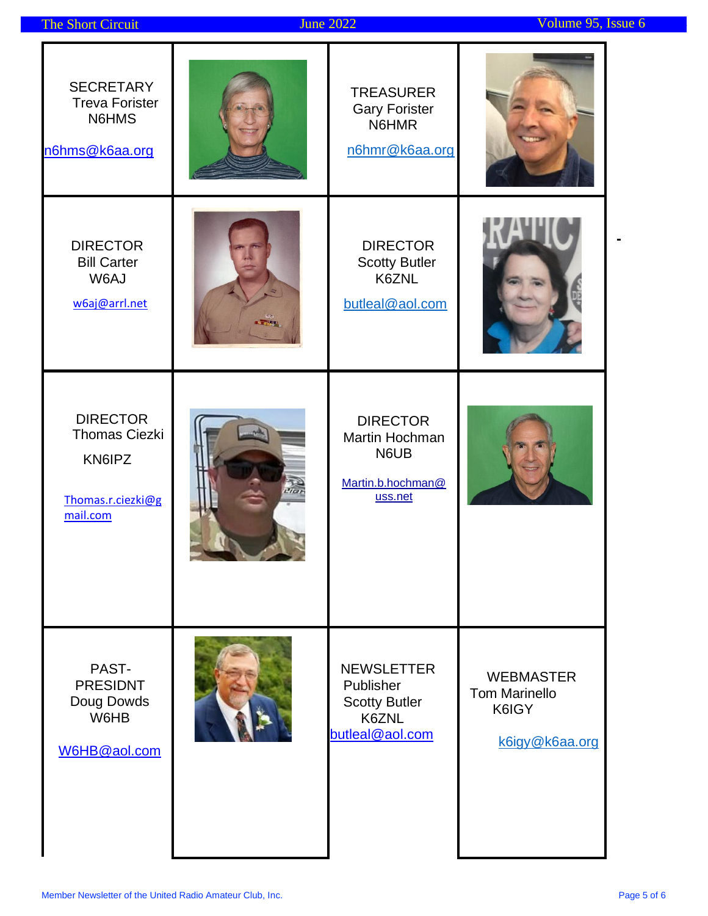| | | | |
|---|---|---|---|
| SECRETARY<br>Treva Forister<br>N6HMS<br>n6hms@k6aa.org | | TREASURER<br>Gary Forister<br>N6HMR<br>n6hmr@k6aa.org | |
| DIRECTOR<br>Bill Carter<br>W6AJ<br>w6aj@arrl.net | | DIRECTOR<br>Scotty Butler<br>K6ZNL<br>butleal@aol.com | |
| DIRECTOR<br>Thomas Ciezki<br>KN6IPZ<br>Thomas.r.ciezki@gmail.com | | DIRECTOR<br>Martin Hochman<br>N6UB<br>Martin.b.hochman@uss.net | |
| PAST-PRESIDNT<br>Doug Dowds<br>W6HB<br>W6HB@aol.com | | NEWSLETTER<br>Publisher<br>Scotty Butler<br>K6ZNL<br>butleal@aol.com | WEBMASTER<br>Tom Marinello<br>K6IGY<br>k6igy@k6aa.org |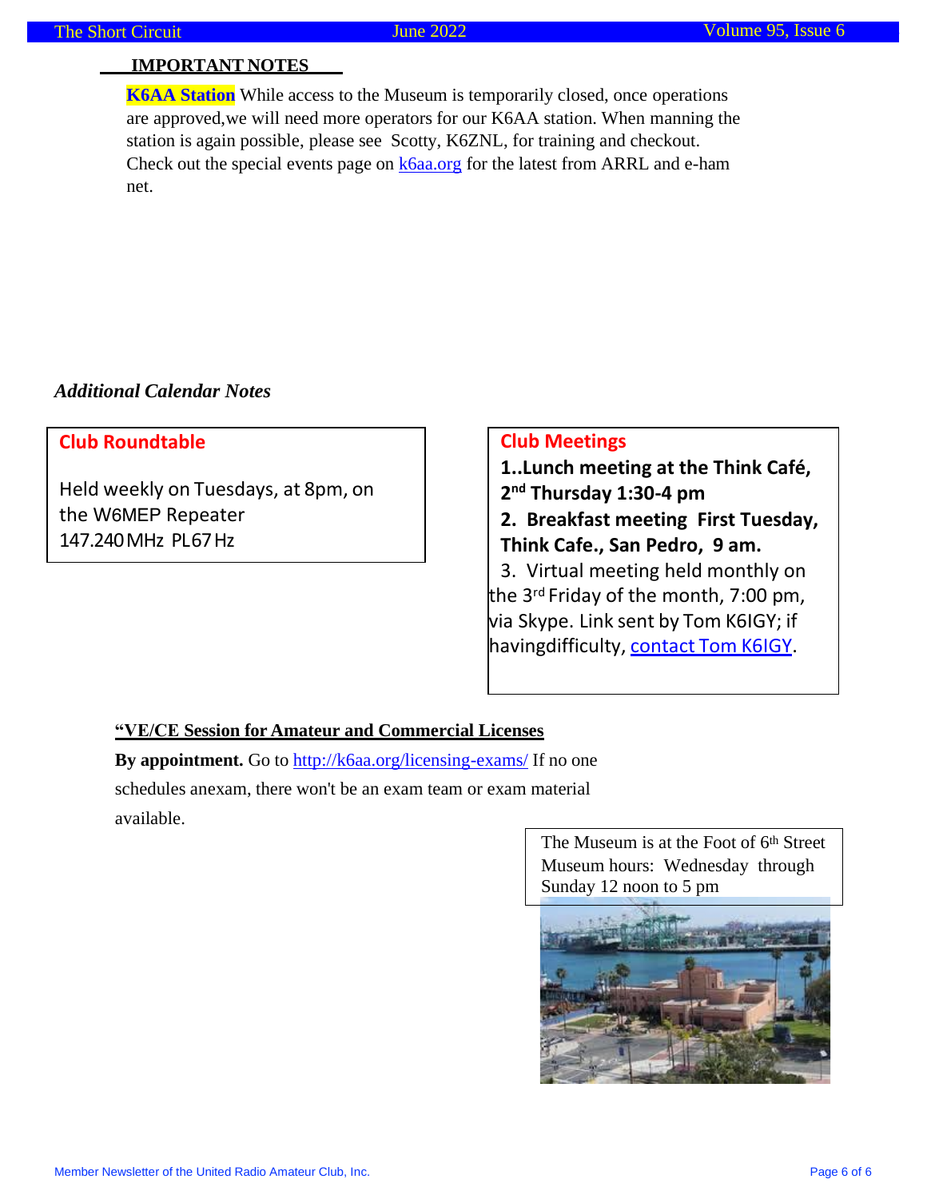**IMPORTANT NOTES**

**K6AA Station** While access to the Museum is temporarily closed, once operations are approved,we will need more operators for our K6AA station. When manning the station is again possible, please see Scotty, K6ZNL, for training and checkout. Check out the special events page on k6aa.org for the latest from ARRL and e-ham net.

*Additional Calendar Notes*

**Club Roundtable**

Held weekly on Tuesdays, at 8pm, on the W6MEP Repeater
147.240 MHz PL67 Hz

**Club Meetings**

**1..Lunch meeting at the Think Café, 2nd Thursday 1:30-4 pm**

**2. Breakfast meeting First Tuesday, Think Cafe., San Pedro, 9 am.**

3. Virtual meeting held monthly on the 3rd Friday of the month, 7:00 pm, via Skype. Link sent by Tom K6IGY; if havingdifficulty, contact Tom K6IGY.

**"VE/CE Session for Amateur and Commercial Licenses**

**By appointment.** Go to http://k6aa.org/licensing-exams/ If no one schedules anexam, there won't be an exam team or exam material available.

The Museum is at the Foot of 6th Street
Museum hours: Wednesday through Sunday 12 noon to 5 pm